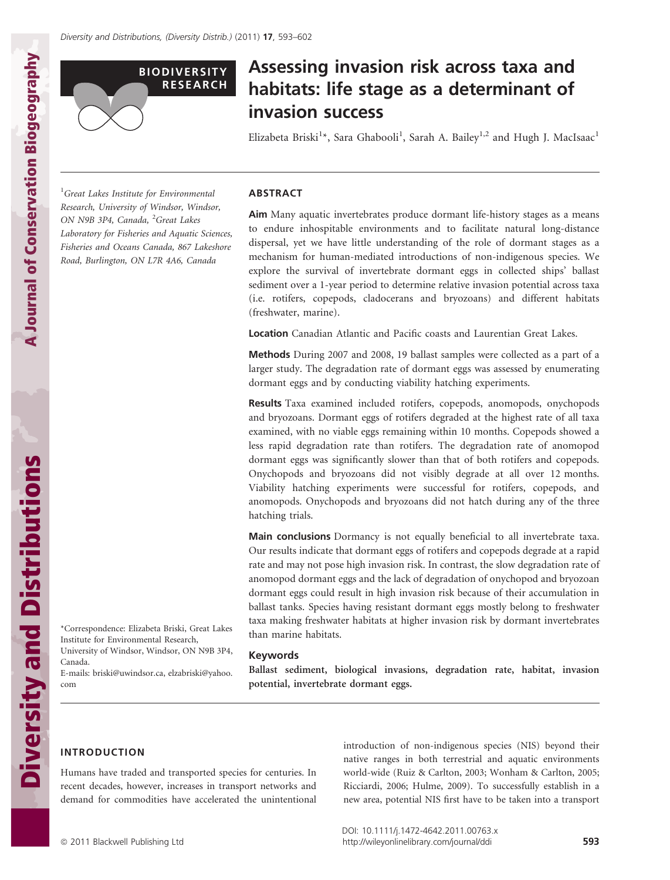BIODIVERSITY RESEARCH

# Assessing invasion risk across taxa and habitats: life stage as a determinant of invasion success

Elizabeta Briski[1]*, Sara Ghabooli[1], Sarah A. Bailey[1,2] and Hugh J. MacIsaac[1]

[1]Great Lakes Institute for Environmental Research, University of Windsor, Windsor, ON N9B 3P4, Canada, [2]Great Lakes Laboratory for Fisheries and Aquatic Sciences, Fisheries and Oceans Canada, 867 Lakeshore Road, Burlington, ON L7R 4A6, Canada

*Correspondence: Elizabeta Briski, Great Lakes Institute for Environmental Research, University of Windsor, Windsor, ON N9B 3P4, Canada.
E-mails: briski@uwindsor.ca, elzabriski@yahoo.com

## ABSTRACT

**Aim** Many aquatic invertebrates produce dormant life-history stages as a means to endure inhospitable environments and to facilitate natural long-distance dispersal, yet we have little understanding of the role of dormant stages as a mechanism for human-mediated introductions of non-indigenous species. We explore the survival of invertebrate dormant eggs in collected ships' ballast sediment over a 1-year period to determine relative invasion potential across taxa (i.e. rotifers, copepods, cladocerans and bryozoans) and different habitats (freshwater, marine).

**Location** Canadian Atlantic and Pacific coasts and Laurentian Great Lakes.

**Methods** During 2007 and 2008, 19 ballast samples were collected as a part of a larger study. The degradation rate of dormant eggs was assessed by enumerating dormant eggs and by conducting viability hatching experiments.

**Results** Taxa examined included rotifers, copepods, anomopods, onychopods and bryozoans. Dormant eggs of rotifers degraded at the highest rate of all taxa examined, with no viable eggs remaining within 10 months. Copepods showed a less rapid degradation rate than rotifers. The degradation rate of anomopod dormant eggs was significantly slower than that of both rotifers and copepods. Onychopods and bryozoans did not visibly degrade at all over 12 months. Viability hatching experiments were successful for rotifers, copepods, and anomopods. Onychopods and bryozoans did not hatch during any of the three hatching trials.

**Main conclusions** Dormancy is not equally beneficial to all invertebrate taxa. Our results indicate that dormant eggs of rotifers and copepods degrade at a rapid rate and may not pose high invasion risk. In contrast, the slow degradation rate of anomopod dormant eggs and the lack of degradation of onychopod and bryozoan dormant eggs could result in high invasion risk because of their accumulation in ballast tanks. Species having resistant dormant eggs mostly belong to freshwater taxa making freshwater habitats at higher invasion risk by dormant invertebrates than marine habitats.

### Keywords

**Ballast sediment, biological invasions, degradation rate, habitat, invasion potential, invertebrate dormant eggs.**

## INTRODUCTION

Humans have traded and transported species for centuries. In recent decades, however, increases in transport networks and demand for commodities have accelerated the unintentional introduction of non-indigenous species (NIS) beyond their native ranges in both terrestrial and aquatic environments world-wide (Ruiz & Carlton, 2003; Wonham & Carlton, 2005; Ricciardi, 2006; Hulme, 2009). To successfully establish in a new area, potential NIS first have to be taken into a transport

DOI: 10.1111/j.1472-4642.2011.00763.x
http://wileyonlinelibrary.com/journal/ddi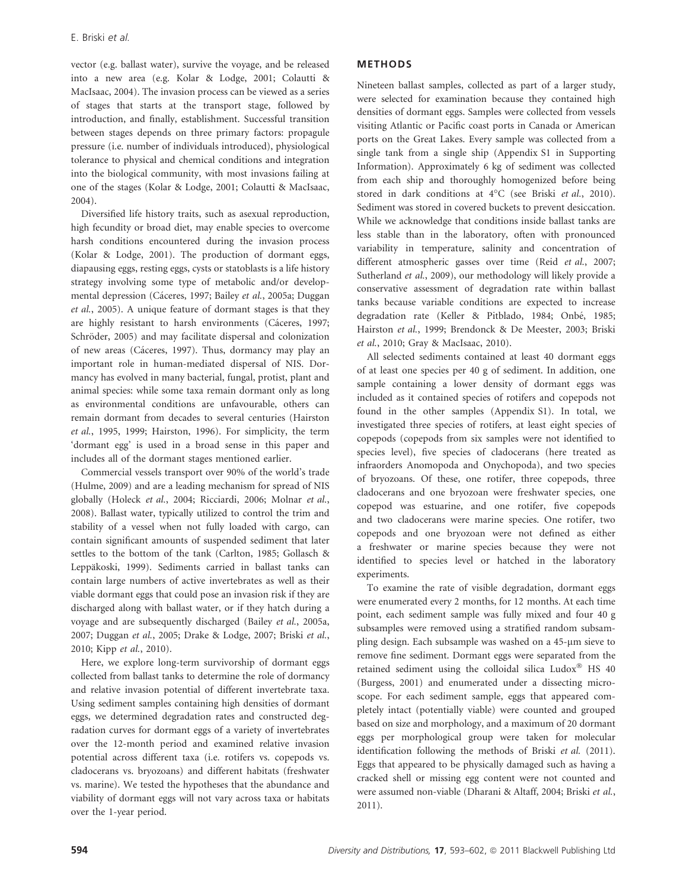vector (e.g. ballast water), survive the voyage, and be released into a new area (e.g. Kolar & Lodge, 2001; Colautti & MacIsaac, 2004). The invasion process can be viewed as a series of stages that starts at the transport stage, followed by introduction, and finally, establishment. Successful transition between stages depends on three primary factors: propagule pressure (i.e. number of individuals introduced), physiological tolerance to physical and chemical conditions and integration into the biological community, with most invasions failing at one of the stages (Kolar & Lodge, 2001; Colautti & MacIsaac, 2004).

Diversified life history traits, such as asexual reproduction, high fecundity or broad diet, may enable species to overcome harsh conditions encountered during the invasion process (Kolar & Lodge, 2001). The production of dormant eggs, diapausing eggs, resting eggs, cysts or statoblasts is a life history strategy involving some type of metabolic and/or developmental depression (Cáceres, 1997; Bailey et al., 2005a; Duggan et al., 2005). A unique feature of dormant stages is that they are highly resistant to harsh environments (Cáceres, 1997; Schröder, 2005) and may facilitate dispersal and colonization of new areas (Cáceres, 1997). Thus, dormancy may play an important role in human-mediated dispersal of NIS. Dormancy has evolved in many bacterial, fungal, protist, plant and animal species: while some taxa remain dormant only as long as environmental conditions are unfavourable, others can remain dormant from decades to several centuries (Hairston et al., 1995, 1999; Hairston, 1996). For simplicity, the term 'dormant egg' is used in a broad sense in this paper and includes all of the dormant stages mentioned earlier.

Commercial vessels transport over 90% of the world's trade (Hulme, 2009) and are a leading mechanism for spread of NIS globally (Holeck et al., 2004; Ricciardi, 2006; Molnar et al., 2008). Ballast water, typically utilized to control the trim and stability of a vessel when not fully loaded with cargo, can contain significant amounts of suspended sediment that later settles to the bottom of the tank (Carlton, 1985; Gollasch & Leppäkoski, 1999). Sediments carried in ballast tanks can contain large numbers of active invertebrates as well as their viable dormant eggs that could pose an invasion risk if they are discharged along with ballast water, or if they hatch during a voyage and are subsequently discharged (Bailey et al., 2005a, 2007; Duggan et al., 2005; Drake & Lodge, 2007; Briski et al., 2010; Kipp et al., 2010).

Here, we explore long-term survivorship of dormant eggs collected from ballast tanks to determine the role of dormancy and relative invasion potential of different invertebrate taxa. Using sediment samples containing high densities of dormant eggs, we determined degradation rates and constructed degradation curves for dormant eggs of a variety of invertebrates over the 12-month period and examined relative invasion potential across different taxa (i.e. rotifers vs. copepods vs. cladocerans vs. bryozoans) and different habitats (freshwater vs. marine). We tested the hypotheses that the abundance and viability of dormant eggs will not vary across taxa or habitats over the 1-year period.

## METHODS

Nineteen ballast samples, collected as part of a larger study, were selected for examination because they contained high densities of dormant eggs. Samples were collected from vessels visiting Atlantic or Pacific coast ports in Canada or American ports on the Great Lakes. Every sample was collected from a single tank from a single ship (Appendix S1 in Supporting Information). Approximately 6 kg of sediment was collected from each ship and thoroughly homogenized before being stored in dark conditions at 4°C (see Briski et al., 2010). Sediment was stored in covered buckets to prevent desiccation. While we acknowledge that conditions inside ballast tanks are less stable than in the laboratory, often with pronounced variability in temperature, salinity and concentration of different atmospheric gasses over time (Reid et al., 2007; Sutherland et al., 2009), our methodology will likely provide a conservative assessment of degradation rate within ballast tanks because variable conditions are expected to increase degradation rate (Keller & Pitblado, 1984; Onbé, 1985; Hairston et al., 1999; Brendonck & De Meester, 2003; Briski et al., 2010; Gray & MacIsaac, 2010).

All selected sediments contained at least 40 dormant eggs of at least one species per 40 g of sediment. In addition, one sample containing a lower density of dormant eggs was included as it contained species of rotifers and copepods not found in the other samples (Appendix S1). In total, we investigated three species of rotifers, at least eight species of copepods (copepods from six samples were not identified to species level), five species of cladocerans (here treated as infraorders Anomopoda and Onychopoda), and two species of bryozoans. Of these, one rotifer, three copepods, three cladocerans and one bryozoan were freshwater species, one copepod was estuarine, and one rotifer, five copepods and two cladocerans were marine species. One rotifer, two copepods and one bryozoan were not defined as either a freshwater or marine species because they were not identified to species level or hatched in the laboratory experiments.

To examine the rate of visible degradation, dormant eggs were enumerated every 2 months, for 12 months. At each time point, each sediment sample was fully mixed and four 40 g subsamples were removed using a stratified random subsampling design. Each subsample was washed on a 45-μm sieve to remove fine sediment. Dormant eggs were separated from the retained sediment using the colloidal silica Ludox® HS 40 (Burgess, 2001) and enumerated under a dissecting microscope. For each sediment sample, eggs that appeared completely intact (potentially viable) were counted and grouped based on size and morphology, and a maximum of 20 dormant eggs per morphological group were taken for molecular identification following the methods of Briski et al. (2011). Eggs that appeared to be physically damaged such as having a cracked shell or missing egg content were not counted and were assumed non-viable (Dharani & Altaff, 2004; Briski et al., 2011).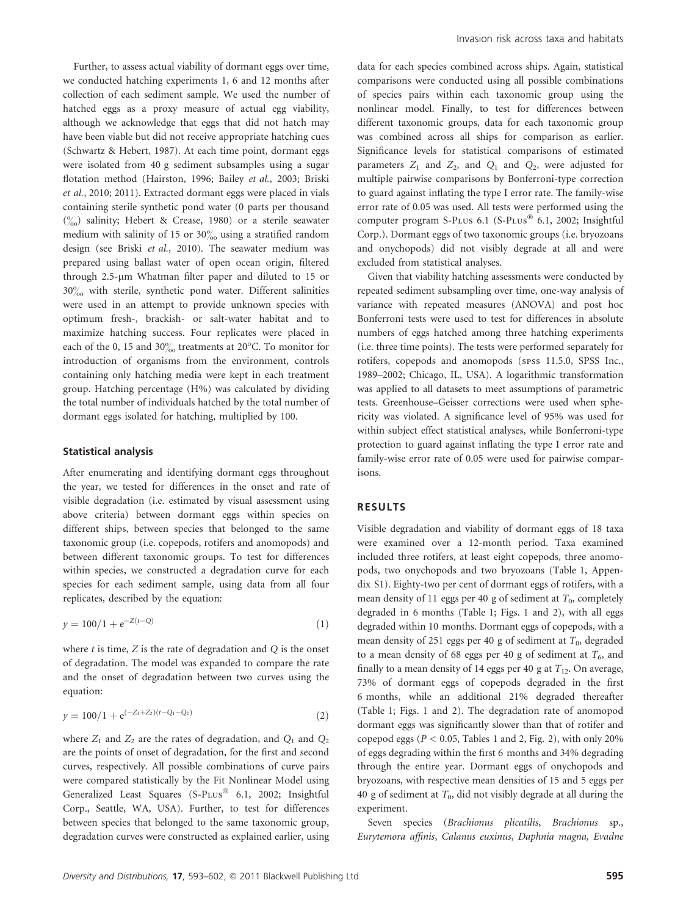Further, to assess actual viability of dormant eggs over time, we conducted hatching experiments 1, 6 and 12 months after collection of each sediment sample. We used the number of hatched eggs as a proxy measure of actual egg viability, although we acknowledge that eggs that did not hatch may have been viable but did not receive appropriate hatching cues (Schwartz & Hebert, 1987). At each time point, dormant eggs were isolated from 40 g sediment subsamples using a sugar flotation method (Hairston, 1996; Bailey *et al.*, 2003; Briski *et al.*, 2010; 2011). Extracted dormant eggs were placed in vials containing sterile synthetic pond water (0 parts per thousand (‰) salinity; Hebert & Crease, 1980) or a sterile seawater medium with salinity of 15 or 30‰ using a stratified random design (see Briski *et al.*, 2010). The seawater medium was prepared using ballast water of open ocean origin, filtered through 2.5-μm Whatman filter paper and diluted to 15 or 30‰ with sterile, synthetic pond water. Different salinities were used in an attempt to provide unknown species with optimum fresh-, brackish- or salt-water habitat and to maximize hatching success. Four replicates were placed in each of the 0, 15 and 30‰ treatments at 20°C. To monitor for introduction of organisms from the environment, controls containing only hatching media were kept in each treatment group. Hatching percentage (H%) was calculated by dividing the total number of individuals hatched by the total number of dormant eggs isolated for hatching, multiplied by 100.

### Statistical analysis

After enumerating and identifying dormant eggs throughout the year, we tested for differences in the onset and rate of visible degradation (i.e. estimated by visual assessment using above criteria) between dormant eggs within species on different ships, between species that belonged to the same taxonomic group (i.e. copepods, rotifers and anomopods) and between different taxonomic groups. To test for differences within species, we constructed a degradation curve for each species for each sediment sample, using data from all four replicates, described by the equation:

$$y = 100/1 + e^{-Z(t-Q)} \tag{1}$$

where $t$ is time, $Z$ is the rate of degradation and $Q$ is the onset of degradation. The model was expanded to compare the rate and the onset of degradation between two curves using the equation:

$$y = 100/1 + e^{(-Z_1+Z_2)(t-Q_1-Q_2)} \tag{2}$$

where $Z_1$ and $Z_2$ are the rates of degradation, and $Q_1$ and $Q_2$ are the points of onset of degradation, for the first and second curves, respectively. All possible combinations of curve pairs were compared statistically by the Fit Nonlinear Model using Generalized Least Squares (S-Plus® 6.1, 2002; Insightful Corp., Seattle, WA, USA). Further, to test for differences between species that belonged to the same taxonomic group, degradation curves were constructed as explained earlier, using data for each species combined across ships. Again, statistical comparisons were conducted using all possible combinations of species pairs within each taxonomic group using the nonlinear model. Finally, to test for differences between different taxonomic groups, data for each taxonomic group was combined across all ships for comparison as earlier. Significance levels for statistical comparisons of estimated parameters $Z_1$ and $Z_2$, and $Q_1$ and $Q_2$, were adjusted for multiple pairwise comparisons by Bonferroni-type correction to guard against inflating the type I error rate. The family-wise error rate of 0.05 was used. All tests were performed using the computer program S-Plus 6.1 (S-Plus® 6.1, 2002; Insightful Corp.). Dormant eggs of two taxonomic groups (i.e. bryozoans and onychopods) did not visibly degrade at all and were excluded from statistical analyses.

Given that viability hatching assessments were conducted by repeated sediment subsampling over time, one-way analysis of variance with repeated measures (ANOVA) and post hoc Bonferroni tests were used to test for differences in absolute numbers of eggs hatched among three hatching experiments (i.e. three time points). The tests were performed separately for rotifers, copepods and anomopods (spss 11.5.0, SPSS Inc., 1989–2002; Chicago, IL, USA). A logarithmic transformation was applied to all datasets to meet assumptions of parametric tests. Greenhouse–Geisser corrections were used when sphericity was violated. A significance level of 95% was used for within subject effect statistical analyses, while Bonferroni-type protection to guard against inflating the type I error rate and family-wise error rate of 0.05 were used for pairwise comparisons.

## RESULTS

Visible degradation and viability of dormant eggs of 18 taxa were examined over a 12-month period. Taxa examined included three rotifers, at least eight copepods, three anomopods, two onychopods and two bryozoans (Table 1, Appendix S1). Eighty-two per cent of dormant eggs of rotifers, with a mean density of 11 eggs per 40 g of sediment at $T_0$, completely degraded in 6 months (Table 1; Figs. 1 and 2), with all eggs degraded within 10 months. Dormant eggs of copepods, with a mean density of 251 eggs per 40 g of sediment at $T_0$, degraded to a mean density of 68 eggs per 40 g of sediment at $T_6$, and finally to a mean density of 14 eggs per 40 g at $T_{12}$. On average, 73% of dormant eggs of copepods degraded in the first 6 months, while an additional 21% degraded thereafter (Table 1; Figs. 1 and 2). The degradation rate of anomopod dormant eggs was significantly slower than that of rotifer and copepod eggs ($P < 0.05$, Tables 1 and 2, Fig. 2), with only 20% of eggs degrading within the first 6 months and 34% degrading through the entire year. Dormant eggs of onychopods and bryozoans, with respective mean densities of 15 and 5 eggs per 40 g of sediment at $T_0$, did not visibly degrade at all during the experiment.

Seven species (*Brachionus plicatilis*, *Brachionus* sp., *Eurytemora affinis*, *Calanus euxinus*, *Daphnia magna, Evadne*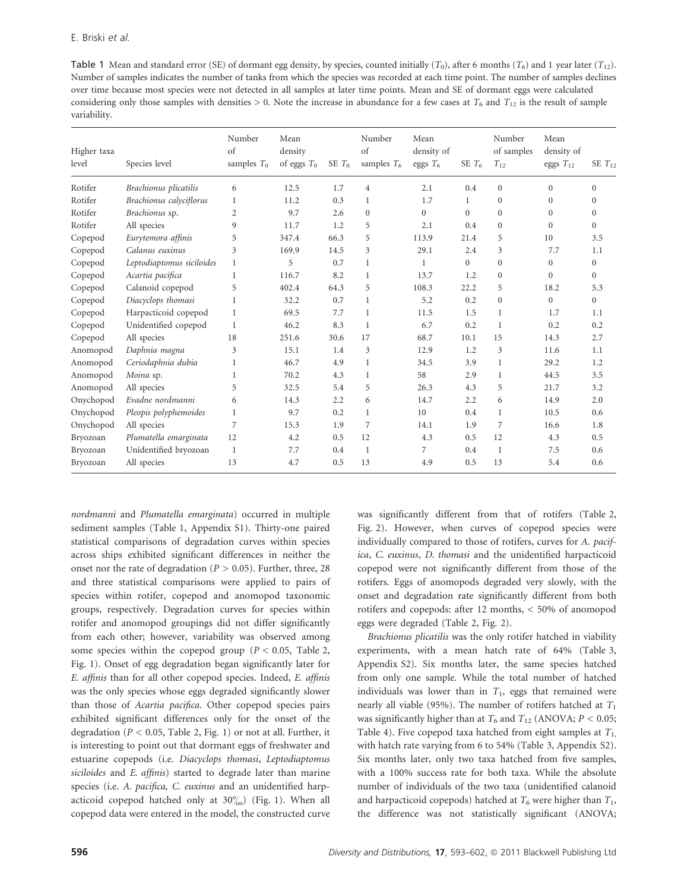**Table 1** Mean and standard error (SE) of dormant egg density, by species, counted initially ($T_0$), after 6 months ($T_6$) and 1 year later ($T_{12}$). Number of samples indicates the number of tanks from which the species was recorded at each time point. The number of samples declines over time because most species were not detected in all samples at later time points. Mean and SE of dormant eggs were calculated considering only those samples with densities > 0. Note the increase in abundance for a few cases at $T_6$ and $T_{12}$ is the result of sample variability.

| Higher taxa level | Species level | Number of samples $T_0$ | Mean density of eggs $T_0$ | SE $T_0$ | Number of samples $T_6$ | Mean density of eggs $T_6$ | SE $T_6$ | Number of samples $T_{12}$ | Mean density of eggs $T_{12}$ | SE $T_{12}$ |
|---|---|---|---|---|---|---|---|---|---|---|
| Rotifer | *Brachionus plicatilis* | 6 | 12.5 | 1.7 | 4 | 2.1 | 0.4 | 0 | 0 | 0 |
| Rotifer | *Brachionus calyciflorus* | 1 | 11.2 | 0.3 | 1 | 1.7 | 1 | 0 | 0 | 0 |
| Rotifer | *Brachionus* sp. | 2 | 9.7 | 2.6 | 0 | 0 | 0 | 0 | 0 | 0 |
| Rotifer | All species | 9 | 11.7 | 1.2 | 5 | 2.1 | 0.4 | 0 | 0 | 0 |
| Copepod | *Eurytemora affinis* | 5 | 347.4 | 66.3 | 5 | 113.9 | 21.4 | 5 | 10 | 3.5 |
| Copepod | *Calanus euxinus* | 3 | 169.9 | 14.5 | 3 | 29.1 | 2.4 | 3 | 7.7 | 1.1 |
| Copepod | *Leptodiaptomus siciloides* | 1 | 5 | 0.7 | 1 | 1 | 0 | 0 | 0 | 0 |
| Copepod | *Acartia pacifica* | 1 | 116.7 | 8.2 | 1 | 13.7 | 1.2 | 0 | 0 | 0 |
| Copepod | Calanoid copepod | 5 | 402.4 | 64.3 | 5 | 108.3 | 22.2 | 5 | 18.2 | 5.3 |
| Copepod | *Diacyclops thomasi* | 1 | 32.2 | 0.7 | 1 | 5.2 | 0.2 | 0 | 0 | 0 |
| Copepod | Harpacticoid copepod | 1 | 69.5 | 7.7 | 1 | 11.5 | 1.5 | 1 | 1.7 | 1.1 |
| Copepod | Unidentified copepod | 1 | 46.2 | 8.3 | 1 | 6.7 | 0.2 | 1 | 0.2 | 0.2 |
| Copepod | All species | 18 | 251.6 | 30.6 | 17 | 68.7 | 10.1 | 15 | 14.3 | 2.7 |
| Anomopod | *Daphnia magna* | 3 | 15.1 | 1.4 | 3 | 12.9 | 1.2 | 3 | 11.6 | 1.1 |
| Anomopod | *Ceriodaphnia dubia* | 1 | 46.7 | 4.9 | 1 | 34.5 | 3.9 | 1 | 29.2 | 1.2 |
| Anomopod | *Moina* sp. | 1 | 70.2 | 4.3 | 1 | 58 | 2.9 | 1 | 44.5 | 3.5 |
| Anomopod | All species | 5 | 32.5 | 5.4 | 5 | 26.3 | 4.3 | 5 | 21.7 | 3.2 |
| Onychopod | *Evadne nordmanni* | 6 | 14.3 | 2.2 | 6 | 14.7 | 2.2 | 6 | 14.9 | 2.0 |
| Onychopod | *Pleopis polyphemoides* | 1 | 9.7 | 0.2 | 1 | 10 | 0.4 | 1 | 10.5 | 0.6 |
| Onychopod | All species | 7 | 15.3 | 1.9 | 7 | 14.1 | 1.9 | 7 | 16.6 | 1.8 |
| Bryozoan | *Plumatella emarginata* | 12 | 4.2 | 0.5 | 12 | 4.3 | 0.5 | 12 | 4.3 | 0.5 |
| Bryozoan | Unidentified bryozoan | 1 | 7.7 | 0.4 | 1 | 7 | 0.4 | 1 | 7.5 | 0.6 |
| Bryozoan | All species | 13 | 4.7 | 0.5 | 13 | 4.9 | 0.5 | 13 | 5.4 | 0.6 |

*nordmanni* and *Plumatella emarginata*) occurred in multiple sediment samples (Table 1, Appendix S1). Thirty-one paired statistical comparisons of degradation curves within species across ships exhibited significant differences in neither the onset nor the rate of degradation ($P > 0.05$). Further, three, 28 and three statistical comparisons were applied to pairs of species within rotifer, copepod and anomopod taxonomic groups, respectively. Degradation curves for species within rotifer and anomopod groupings did not differ significantly from each other; however, variability was observed among some species within the copepod group ($P < 0.05$, Table 2, Fig. 1). Onset of egg degradation began significantly later for *E. affinis* than for all other copepod species. Indeed, *E. affinis* was the only species whose eggs degraded significantly slower than those of *Acartia pacifica*. Other copepod species pairs exhibited significant differences only for the onset of the degradation ($P < 0.05$, Table 2, Fig. 1) or not at all. Further, it is interesting to point out that dormant eggs of freshwater and estuarine copepods (i.e. *Diacyclops thomasi*, *Leptodiaptomus siciloides* and *E. affinis*) started to degrade later than marine species (i.e. *A. pacifica*, *C. euxinus* and an unidentified harpacticoid copepod hatched only at 30‰) (Fig. 1). When all copepod data were entered in the model, the constructed curve was significantly different from that of rotifers (Table 2, Fig. 2). However, when curves of copepod species were individually compared to those of rotifers, curves for *A. pacifica*, *C. euxinus*, *D. thomasi* and the unidentified harpacticoid copepod were not significantly different from those of the rotifers. Eggs of anomopods degraded very slowly, with the onset and degradation rate significantly different from both rotifers and copepods: after 12 months, < 50% of anomopod eggs were degraded (Table 2, Fig. 2).

*Brachionus plicatilis* was the only rotifer hatched in viability experiments, with a mean hatch rate of 64% (Table 3, Appendix S2). Six months later, the same species hatched from only one sample. While the total number of hatched individuals was lower than in $T_1$, eggs that remained were nearly all viable (95%). The number of rotifers hatched at $T_1$ was significantly higher than at $T_6$ and $T_{12}$ (ANOVA; $P < 0.05$; Table 4). Five copepod taxa hatched from eight samples at $T_1$, with hatch rate varying from 6 to 54% (Table 3, Appendix S2). Six months later, only two taxa hatched from five samples, with a 100% success rate for both taxa. While the absolute number of individuals of the two taxa (unidentified calanoid and harpacticoid copepods) hatched at $T_6$ were higher than $T_1$, the difference was not statistically significant (ANOVA;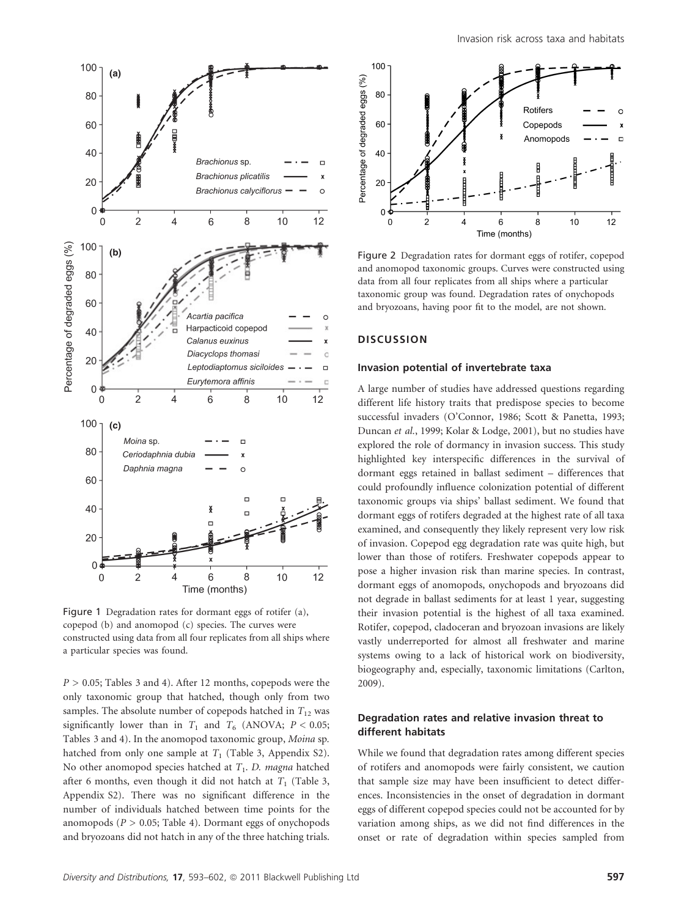Figure 1 Degradation rates for dormant eggs of rotifer (a), copepod (b) and anomopod (c) species. The curves were constructed using data from all four replicates from all ships where a particular species was found.

$P > 0.05$; Tables 3 and 4). After 12 months, copepods were the only taxonomic group that hatched, though only from two samples. The absolute number of copepods hatched in $T_{12}$ was significantly lower than in $T_1$ and $T_6$ (ANOVA; $P < 0.05$; Tables 3 and 4). In the anomopod taxonomic group, *Moina* sp. hatched from only one sample at $T_1$ (Table 3, Appendix S2). No other anomopod species hatched at $T_1$. *D. magna* hatched after 6 months, even though it did not hatch at $T_1$ (Table 3, Appendix S2). There was no significant difference in the number of individuals hatched between time points for the anomopods ($P > 0.05$; Table 4). Dormant eggs of onychopods and bryozoans did not hatch in any of the three hatching trials.

Figure 2 Degradation rates for dormant eggs of rotifer, copepod and anomopod taxonomic groups. Curves were constructed using data from all four replicates from all ships where a particular taxonomic group was found. Degradation rates of onychopods and bryozoans, having poor fit to the model, are not shown.

## DISCUSSION

### Invasion potential of invertebrate taxa

A large number of studies have addressed questions regarding different life history traits that predispose species to become successful invaders (O'Connor, 1986; Scott & Panetta, 1993; Duncan *et al.*, 1999; Kolar & Lodge, 2001), but no studies have explored the role of dormancy in invasion success. This study highlighted key interspecific differences in the survival of dormant eggs retained in ballast sediment – differences that could profoundly influence colonization potential of different taxonomic groups via ships' ballast sediment. We found that dormant eggs of rotifers degraded at the highest rate of all taxa examined, and consequently they likely represent very low risk of invasion. Copepod egg degradation rate was quite high, but lower than those of rotifers. Freshwater copepods appear to pose a higher invasion risk than marine species. In contrast, dormant eggs of anomopods, onychopods and bryozoans did not degrade in ballast sediments for at least 1 year, suggesting their invasion potential is the highest of all taxa examined. Rotifer, copepod, cladoceran and bryozoan invasions are likely vastly underreported for almost all freshwater and marine systems owing to a lack of historical work on biodiversity, biogeography and, especially, taxonomic limitations (Carlton, 2009).

### Degradation rates and relative invasion threat to different habitats

While we found that degradation rates among different species of rotifers and anomopods were fairly consistent, we caution that sample size may have been insufficient to detect differences. Inconsistencies in the onset of degradation in dormant eggs of different copepod species could not be accounted for by variation among ships, as we did not find differences in the onset or rate of degradation within species sampled from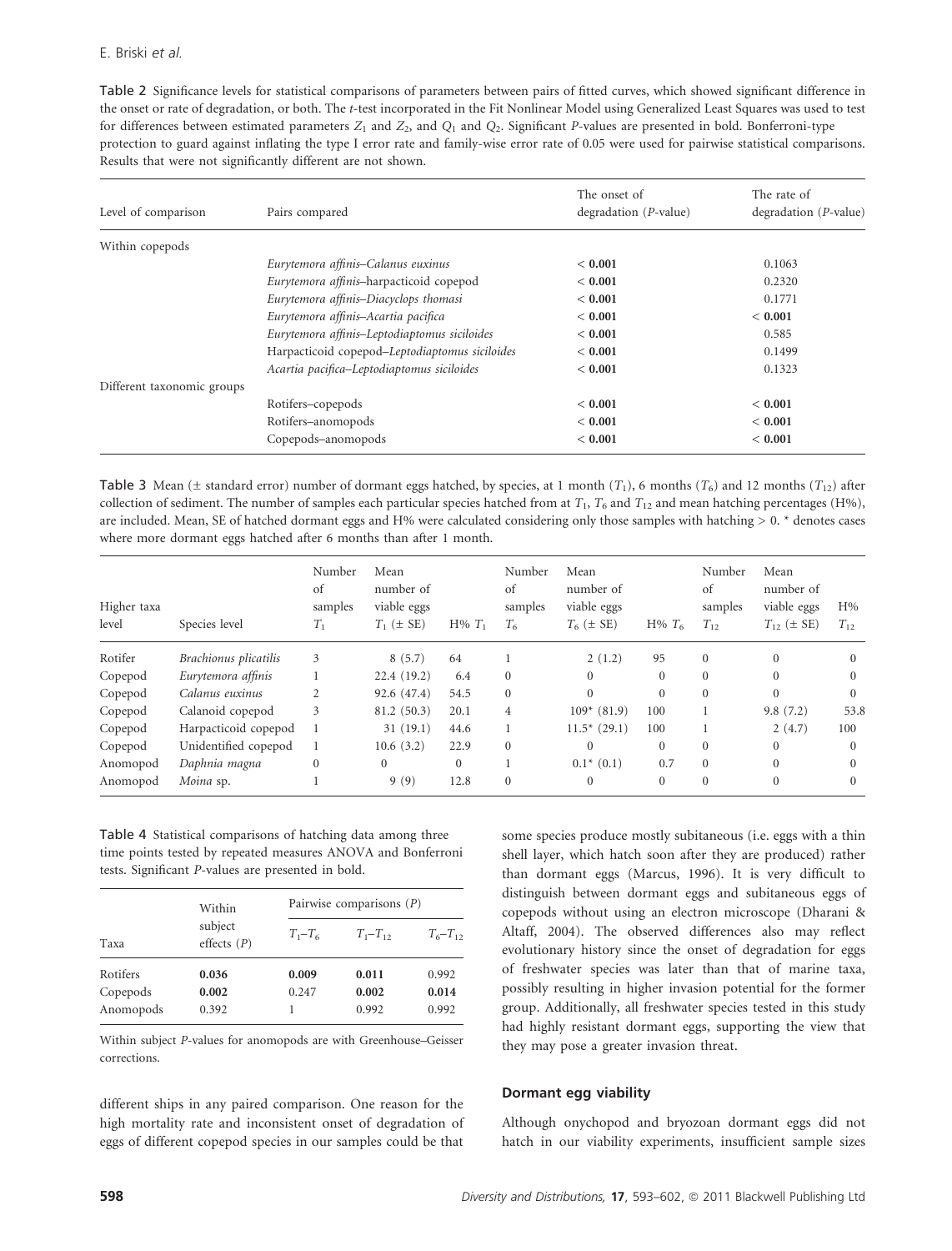**Table 2** Significance levels for statistical comparisons of parameters between pairs of fitted curves, which showed significant difference in the onset or rate of degradation, or both. The *t*-test incorporated in the Fit Nonlinear Model using Generalized Least Squares was used to test for differences between estimated parameters $Z_1$ and $Z_2$, and $Q_1$ and $Q_2$. Significant *P*-values are presented in bold. Bonferroni-type protection to guard against inflating the type I error rate and family-wise error rate of 0.05 were used for pairwise statistical comparisons. Results that were not significantly different are not shown.

| Level of comparison | Pairs compared | The onset of degradation (*P*-value) | The rate of degradation (*P*-value) |
|---|---|---|---|
| Within copepods | | | |
| | *Eurytemora affinis*–*Calanus euxinus* | **< 0.001** | 0.1063 |
| | *Eurytemora affinis*–harpacticoid copepod | **< 0.001** | 0.2320 |
| | *Eurytemora affinis*–*Diacyclops thomasi* | **< 0.001** | 0.1771 |
| | *Eurytemora affinis*–*Acartia pacifica* | **< 0.001** | **< 0.001** |
| | *Eurytemora affinis*–*Leptodiaptomus siciloides* | **< 0.001** | 0.585 |
| | Harpacticoid copepod–*Leptodiaptomus siciloides* | **< 0.001** | 0.1499 |
| | *Acartia pacifica*–*Leptodiaptomus siciloides* | **< 0.001** | 0.1323 |
| Different taxonomic groups | | | |
| | Rotifers–copepods | **< 0.001** | **< 0.001** |
| | Rotifers–anomopods | **< 0.001** | **< 0.001** |
| | Copepods–anomopods | **< 0.001** | **< 0.001** |

**Table 3** Mean (± standard error) number of dormant eggs hatched, by species, at 1 month ($T_1$), 6 months ($T_6$) and 12 months ($T_{12}$) after collection of sediment. The number of samples each particular species hatched from at $T_1$, $T_6$ and $T_{12}$ and mean hatching percentages (H%), are included. Mean, SE of hatched dormant eggs and H% were calculated considering only those samples with hatching > 0. * denotes cases where more dormant eggs hatched after 6 months than after 1 month.

| Higher taxa level | Species level | Number of samples $T_1$ | Mean number of viable eggs $T_1$ (± SE) | H% $T_1$ | Number of samples $T_6$ | Mean number of viable eggs $T_6$ (± SE) | H% $T_6$ | Number of samples $T_{12}$ | Mean number of viable eggs $T_{12}$ (± SE) | H% $T_{12}$ |
|---|---|---|---|---|---|---|---|---|---|---|
| Rotifer | *Brachionus plicatilis* | 3 | 8 (5.7) | 64 | 1 | 2 (1.2) | 95 | 0 | 0 | 0 |
| Copepod | *Eurytemora affinis* | 1 | 22.4 (19.2) | 6.4 | 0 | 0 | 0 | 0 | 0 | 0 |
| Copepod | *Calanus euxinus* | 2 | 92.6 (47.4) | 54.5 | 0 | 0 | 0 | 0 | 0 | 0 |
| Copepod | Calanoid copepod | 3 | 81.2 (50.3) | 20.1 | 4 | 109* (81.9) | 100 | 1 | 9.8 (7.2) | 53.8 |
| Copepod | Harpacticoid copepod | 1 | 31 (19.1) | 44.6 | 1 | 11.5* (29.1) | 100 | 1 | 2 (4.7) | 100 |
| Copepod | Unidentified copepod | 1 | 10.6 (3.2) | 22.9 | 0 | 0 | 0 | 0 | 0 | 0 |
| Anomopod | *Daphnia magna* | 0 | 0 | 0 | 1 | 0.1* (0.1) | 0.7 | 0 | 0 | 0 |
| Anomopod | *Moina* sp. | 1 | 9 (9) | 12.8 | 0 | 0 | 0 | 0 | 0 | 0 |

**Table 4** Statistical comparisons of hatching data among three time points tested by repeated measures ANOVA and Bonferroni tests. Significant *P*-values are presented in bold.

| Taxa | Within subject effects (*P*) | Pairwise comparisons (*P*) $T_1$–$T_6$ | $T_1$–$T_{12}$ | $T_6$–$T_{12}$ |
|---|---|---|---|---|
| Rotifers | **0.036** | **0.009** | **0.011** | 0.992 |
| Copepods | **0.002** | 0.247 | **0.002** | **0.014** |
| Anomopods | 0.392 | 1 | 0.992 | 0.992 |

Within subject *P*-values for anomopods are with Greenhouse–Geisser corrections.

different ships in any paired comparison. One reason for the high mortality rate and inconsistent onset of degradation of eggs of different copepod species in our samples could be that some species produce mostly subitaneous (i.e. eggs with a thin shell layer, which hatch soon after they are produced) rather than dormant eggs (Marcus, 1996). It is very difficult to distinguish between dormant eggs and subitaneous eggs of copepods without using an electron microscope (Dharani & Altaff, 2004). The observed differences also may reflect evolutionary history since the onset of degradation for eggs of freshwater species was later than that of marine taxa, possibly resulting in higher invasion potential for the former group. Additionally, all freshwater species tested in this study had highly resistant dormant eggs, supporting the view that they may pose a greater invasion threat.

### Dormant egg viability

Although onychopod and bryozoan dormant eggs did not hatch in our viability experiments, insufficient sample sizes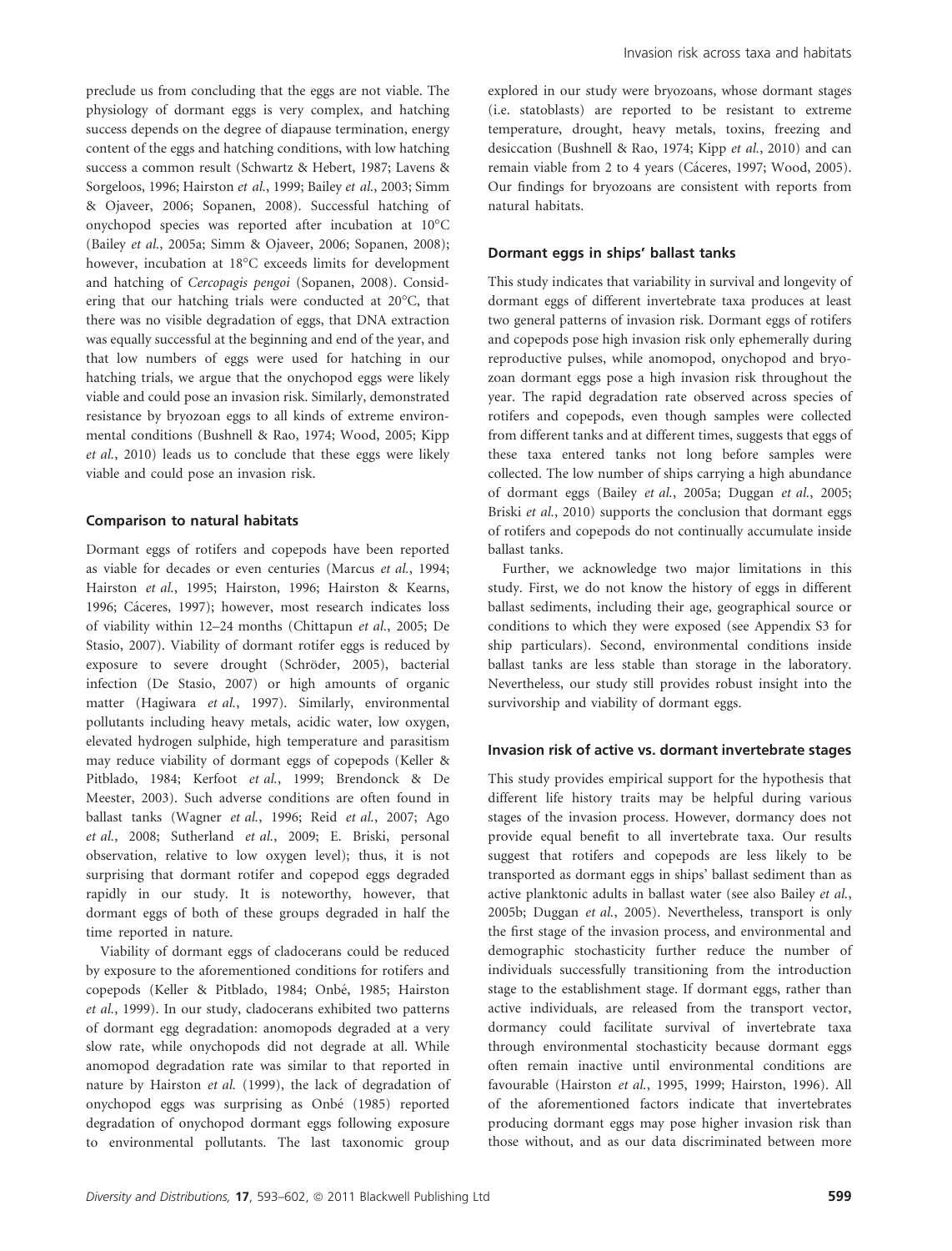preclude us from concluding that the eggs are not viable. The physiology of dormant eggs is very complex, and hatching success depends on the degree of diapause termination, energy content of the eggs and hatching conditions, with low hatching success a common result (Schwartz & Hebert, 1987; Lavens & Sorgeloos, 1996; Hairston *et al.*, 1999; Bailey *et al.*, 2003; Simm & Ojaveer, 2006; Sopanen, 2008). Successful hatching of onychopod species was reported after incubation at 10°C (Bailey *et al.*, 2005a; Simm & Ojaveer, 2006; Sopanen, 2008); however, incubation at 18°C exceeds limits for development and hatching of *Cercopagis pengoi* (Sopanen, 2008). Considering that our hatching trials were conducted at 20°C, that there was no visible degradation of eggs, that DNA extraction was equally successful at the beginning and end of the year, and that low numbers of eggs were used for hatching in our hatching trials, we argue that the onychopod eggs were likely viable and could pose an invasion risk. Similarly, demonstrated resistance by bryozoan eggs to all kinds of extreme environmental conditions (Bushnell & Rao, 1974; Wood, 2005; Kipp *et al.*, 2010) leads us to conclude that these eggs were likely viable and could pose an invasion risk.

### Comparison to natural habitats

Dormant eggs of rotifers and copepods have been reported as viable for decades or even centuries (Marcus *et al.*, 1994; Hairston *et al.*, 1995; Hairston, 1996; Hairston & Kearns, 1996; Cáceres, 1997); however, most research indicates loss of viability within 12–24 months (Chittapun *et al.*, 2005; De Stasio, 2007). Viability of dormant rotifer eggs is reduced by exposure to severe drought (Schröder, 2005), bacterial infection (De Stasio, 2007) or high amounts of organic matter (Hagiwara *et al.*, 1997). Similarly, environmental pollutants including heavy metals, acidic water, low oxygen, elevated hydrogen sulphide, high temperature and parasitism may reduce viability of dormant eggs of copepods (Keller & Pitblado, 1984; Kerfoot *et al.*, 1999; Brendonck & De Meester, 2003). Such adverse conditions are often found in ballast tanks (Wagner *et al.*, 1996; Reid *et al.*, 2007; Ago *et al.*, 2008; Sutherland *et al.*, 2009; E. Briski, personal observation, relative to low oxygen level); thus, it is not surprising that dormant rotifer and copepod eggs degraded rapidly in our study. It is noteworthy, however, that dormant eggs of both of these groups degraded in half the time reported in nature.

Viability of dormant eggs of cladocerans could be reduced by exposure to the aforementioned conditions for rotifers and copepods (Keller & Pitblado, 1984; Onbé, 1985; Hairston *et al.*, 1999). In our study, cladocerans exhibited two patterns of dormant egg degradation: anomopods degraded at a very slow rate, while onychopods did not degrade at all. While anomopod degradation rate was similar to that reported in nature by Hairston *et al.* (1999), the lack of degradation of onychopod eggs was surprising as Onbé (1985) reported degradation of onychopod dormant eggs following exposure to environmental pollutants. The last taxonomic group explored in our study were bryozoans, whose dormant stages (i.e. statoblasts) are reported to be resistant to extreme temperature, drought, heavy metals, toxins, freezing and desiccation (Bushnell & Rao, 1974; Kipp *et al.*, 2010) and can remain viable from 2 to 4 years (Cáceres, 1997; Wood, 2005). Our findings for bryozoans are consistent with reports from natural habitats.

### Dormant eggs in ships' ballast tanks

This study indicates that variability in survival and longevity of dormant eggs of different invertebrate taxa produces at least two general patterns of invasion risk. Dormant eggs of rotifers and copepods pose high invasion risk only ephemerally during reproductive pulses, while anomopod, onychopod and bryozoan dormant eggs pose a high invasion risk throughout the year. The rapid degradation rate observed across species of rotifers and copepods, even though samples were collected from different tanks and at different times, suggests that eggs of these taxa entered tanks not long before samples were collected. The low number of ships carrying a high abundance of dormant eggs (Bailey *et al.*, 2005a; Duggan *et al.*, 2005; Briski *et al.*, 2010) supports the conclusion that dormant eggs of rotifers and copepods do not continually accumulate inside ballast tanks.

Further, we acknowledge two major limitations in this study. First, we do not know the history of eggs in different ballast sediments, including their age, geographical source or conditions to which they were exposed (see Appendix S3 for ship particulars). Second, environmental conditions inside ballast tanks are less stable than storage in the laboratory. Nevertheless, our study still provides robust insight into the survivorship and viability of dormant eggs.

### Invasion risk of active vs. dormant invertebrate stages

This study provides empirical support for the hypothesis that different life history traits may be helpful during various stages of the invasion process. However, dormancy does not provide equal benefit to all invertebrate taxa. Our results suggest that rotifers and copepods are less likely to be transported as dormant eggs in ships' ballast sediment than as active planktonic adults in ballast water (see also Bailey *et al.*, 2005b; Duggan *et al.*, 2005). Nevertheless, transport is only the first stage of the invasion process, and environmental and demographic stochasticity further reduce the number of individuals successfully transitioning from the introduction stage to the establishment stage. If dormant eggs, rather than active individuals, are released from the transport vector, dormancy could facilitate survival of invertebrate taxa through environmental stochasticity because dormant eggs often remain inactive until environmental conditions are favourable (Hairston *et al.*, 1995, 1999; Hairston, 1996). All of the aforementioned factors indicate that invertebrates producing dormant eggs may pose higher invasion risk than those without, and as our data discriminated between more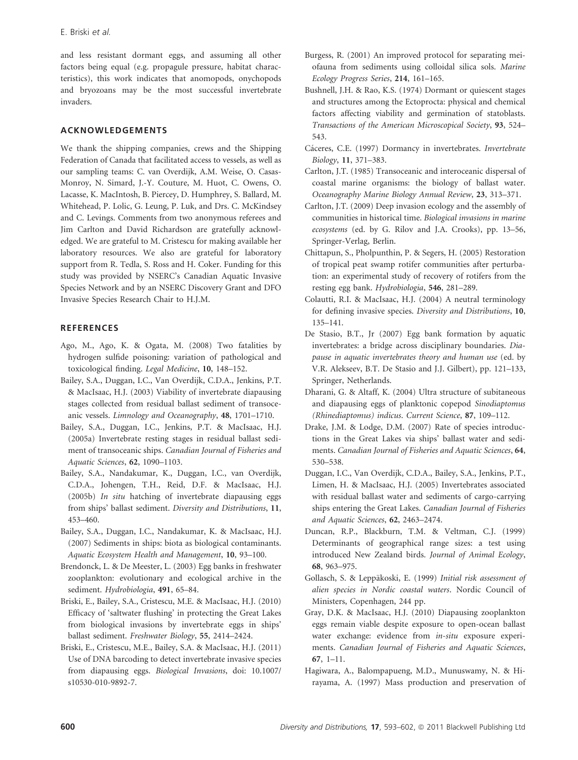and less resistant dormant eggs, and assuming all other factors being equal (e.g. propagule pressure, habitat characteristics), this work indicates that anomopods, onychopods and bryozoans may be the most successful invertebrate invaders.

## ACKNOWLEDGEMENTS

We thank the shipping companies, crews and the Shipping Federation of Canada that facilitated access to vessels, as well as our sampling teams: C. van Overdijk, A.M. Weise, O. Casas-Monroy, N. Simard, J.-Y. Couture, M. Huot, C. Owens, O. Lacasse, K. MacIntosh, B. Piercey, D. Humphrey, S. Ballard, M. Whitehead, P. Lolic, G. Leung, P. Luk, and Drs. C. McKindsey and C. Levings. Comments from two anonymous referees and Jim Carlton and David Richardson are gratefully acknowledged. We are grateful to M. Cristescu for making available her laboratory resources. We also are grateful for laboratory support from R. Tedla, S. Ross and H. Coker. Funding for this study was provided by NSERC's Canadian Aquatic Invasive Species Network and by an NSERC Discovery Grant and DFO Invasive Species Research Chair to H.J.M.

## REFERENCES

Ago, M., Ago, K. & Ogata, M. (2008) Two fatalities by hydrogen sulfide poisoning: variation of pathological and toxicological finding. *Legal Medicine*, **10**, 148–152.

Bailey, S.A., Duggan, I.C., Van Overdijk, C.D.A., Jenkins, P.T. & MacIsaac, H.J. (2003) Viability of invertebrate diapausing stages collected from residual ballast sediment of transoceanic vessels. *Limnology and Oceanography*, **48**, 1701–1710.

Bailey, S.A., Duggan, I.C., Jenkins, P.T. & MacIsaac, H.J. (2005a) Invertebrate resting stages in residual ballast sediment of transoceanic ships. *Canadian Journal of Fisheries and Aquatic Sciences*, **62**, 1090–1103.

Bailey, S.A., Nandakumar, K., Duggan, I.C., van Overdijk, C.D.A., Johengen, T.H., Reid, D.F. & MacIsaac, H.J. (2005b) *In situ* hatching of invertebrate diapausing eggs from ships' ballast sediment. *Diversity and Distributions*, **11**, 453–460.

Bailey, S.A., Duggan, I.C., Nandakumar, K. & MacIsaac, H.J. (2007) Sediments in ships: biota as biological contaminants. *Aquatic Ecosystem Health and Management*, **10**, 93–100.

Brendonck, L. & De Meester, L. (2003) Egg banks in freshwater zooplankton: evolutionary and ecological archive in the sediment. *Hydrobiologia*, **491**, 65–84.

Briski, E., Bailey, S.A., Cristescu, M.E. & MacIsaac, H.J. (2010) Efficacy of 'saltwater flushing' in protecting the Great Lakes from biological invasions by invertebrate eggs in ships' ballast sediment. *Freshwater Biology*, **55**, 2414–2424.

Briski, E., Cristescu, M.E., Bailey, S.A. & MacIsaac, H.J. (2011) Use of DNA barcoding to detect invertebrate invasive species from diapausing eggs. *Biological Invasions*, doi: 10.1007/s10530-010-9892-7.

Burgess, R. (2001) An improved protocol for separating meiofauna from sediments using colloidal silica sols. *Marine Ecology Progress Series*, **214**, 161–165.

Bushnell, J.H. & Rao, K.S. (1974) Dormant or quiescent stages and structures among the Ectoprocta: physical and chemical factors affecting viability and germination of statoblasts. *Transactions of the American Microscopical Society*, **93**, 524–543.

Cáceres, C.E. (1997) Dormancy in invertebrates. *Invertebrate Biology*, **11**, 371–383.

Carlton, J.T. (1985) Transoceanic and interoceanic dispersal of coastal marine organisms: the biology of ballast water. *Oceanography Marine Biology Annual Review*, **23**, 313–371.

Carlton, J.T. (2009) Deep invasion ecology and the assembly of communities in historical time. *Biological invasions in marine ecosystems* (ed. by G. Rilov and J.A. Crooks), pp. 13–56, Springer-Verlag, Berlin.

Chittapun, S., Pholpunthin, P. & Segers, H. (2005) Restoration of tropical peat swamp rotifer communities after perturbation: an experimental study of recovery of rotifers from the resting egg bank. *Hydrobiologia*, **546**, 281–289.

Colautti, R.I. & MacIsaac, H.J. (2004) A neutral terminology for defining invasive species. *Diversity and Distributions*, **10**, 135–141.

De Stasio, B.T., Jr (2007) Egg bank formation by aquatic invertebrates: a bridge across disciplinary boundaries. *Diapause in aquatic invertebrates theory and human use* (ed. by V.R. Alekseev, B.T. De Stasio and J.J. Gilbert), pp. 121–133, Springer, Netherlands.

Dharani, G. & Altaff, K. (2004) Ultra structure of subitaneous and diapausing eggs of planktonic copepod *Sinodiaptomus (Rhinediaptomus) indicus*. *Current Science*, **87**, 109–112.

Drake, J.M. & Lodge, D.M. (2007) Rate of species introductions in the Great Lakes via ships' ballast water and sediments. *Canadian Journal of Fisheries and Aquatic Sciences*, **64**, 530–538.

Duggan, I.C., Van Overdijk, C.D.A., Bailey, S.A., Jenkins, P.T., Limen, H. & MacIsaac, H.J. (2005) Invertebrates associated with residual ballast water and sediments of cargo-carrying ships entering the Great Lakes. *Canadian Journal of Fisheries and Aquatic Sciences*, **62**, 2463–2474.

Duncan, R.P., Blackburn, T.M. & Veltman, C.J. (1999) Determinants of geographical range sizes: a test using introduced New Zealand birds. *Journal of Animal Ecology*, **68**, 963–975.

Gollasch, S. & Leppäkoski, E. (1999) *Initial risk assessment of alien species in Nordic coastal waters*. Nordic Council of Ministers, Copenhagen, 244 pp.

Gray, D.K. & MacIsaac, H.J. (2010) Diapausing zooplankton eggs remain viable despite exposure to open-ocean ballast water exchange: evidence from *in-situ* exposure experiments. *Canadian Journal of Fisheries and Aquatic Sciences*, **67**, 1–11.

Hagiwara, A., Balompapueng, M.D., Munuswamy, N. & Hirayama, A. (1997) Mass production and preservation of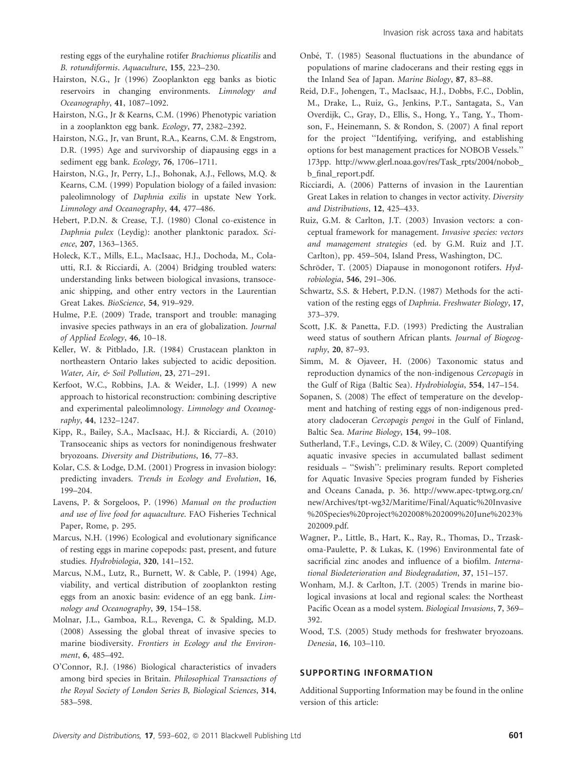resting eggs of the euryhaline rotifer *Brachionus plicatilis* and *B. rotundiformis*. *Aquaculture*, **155**, 223–230.

Hairston, N.G., Jr (1996) Zooplankton egg banks as biotic reservoirs in changing environments. *Limnology and Oceanography*, **41**, 1087–1092.

Hairston, N.G., Jr & Kearns, C.M. (1996) Phenotypic variation in a zooplankton egg bank. *Ecology*, **77**, 2382–2392.

Hairston, N.G., Jr, van Brunt, R.A., Kearns, C.M. & Engstrom, D.R. (1995) Age and survivorship of diapausing eggs in a sediment egg bank. *Ecology*, **76**, 1706–1711.

Hairston, N.G., Jr, Perry, L.J., Bohonak, A.J., Fellows, M.Q. & Kearns, C.M. (1999) Population biology of a failed invasion: paleolimnology of *Daphnia exilis* in upstate New York. *Limnology and Oceanography*, **44**, 477–486.

Hebert, P.D.N. & Crease, T.J. (1980) Clonal co-existence in *Daphnia pulex* (Leydig): another planktonic paradox. *Science*, **207**, 1363–1365.

Holeck, K.T., Mills, E.L., MacIsaac, H.J., Dochoda, M., Colautti, R.I. & Ricciardi, A. (2004) Bridging troubled waters: understanding links between biological invasions, transoceanic shipping, and other entry vectors in the Laurentian Great Lakes. *BioScience*, **54**, 919–929.

Hulme, P.E. (2009) Trade, transport and trouble: managing invasive species pathways in an era of globalization. *Journal of Applied Ecology*, **46**, 10–18.

Keller, W. & Pitblado, J.R. (1984) Crustacean plankton in northeastern Ontario lakes subjected to acidic deposition. *Water, Air, & Soil Pollution*, **23**, 271–291.

Kerfoot, W.C., Robbins, J.A. & Weider, L.J. (1999) A new approach to historical reconstruction: combining descriptive and experimental paleolimnology. *Limnology and Oceanography*, **44**, 1232–1247.

Kipp, R., Bailey, S.A., MacIsaac, H.J. & Ricciardi, A. (2010) Transoceanic ships as vectors for nonindigenous freshwater bryozoans. *Diversity and Distributions*, **16**, 77–83.

Kolar, C.S. & Lodge, D.M. (2001) Progress in invasion biology: predicting invaders. *Trends in Ecology and Evolution*, **16**, 199–204.

Lavens, P. & Sorgeloos, P. (1996) *Manual on the production and use of live food for aquaculture*. FAO Fisheries Technical Paper, Rome, p. 295.

Marcus, N.H. (1996) Ecological and evolutionary significance of resting eggs in marine copepods: past, present, and future studies. *Hydrobiologia*, **320**, 141–152.

Marcus, N.M., Lutz, R., Burnett, W. & Cable, P. (1994) Age, viability, and vertical distribution of zooplankton resting eggs from an anoxic basin: evidence of an egg bank. *Limnology and Oceanography*, **39**, 154–158.

Molnar, J.L., Gamboa, R.L., Revenga, C. & Spalding, M.D. (2008) Assessing the global threat of invasive species to marine biodiversity. *Frontiers in Ecology and the Environment*, **6**, 485–492.

O'Connor, R.J. (1986) Biological characteristics of invaders among bird species in Britain. *Philosophical Transactions of the Royal Society of London Series B, Biological Sciences*, **314**, 583–598.

Onbé, T. (1985) Seasonal fluctuations in the abundance of populations of marine cladocerans and their resting eggs in the Inland Sea of Japan. *Marine Biology*, **87**, 83–88.

Reid, D.F., Johengen, T., MacIsaac, H.J., Dobbs, F.C., Doblin, M., Drake, L., Ruiz, G., Jenkins, P.T., Santagata, S., Van Overdijk, C., Gray, D., Ellis, S., Hong, Y., Tang, Y., Thomson, F., Heinemann, S. & Rondon, S. (2007) A final report for the project "Identifying, verifying, and establishing options for best management practices for NOBOB Vessels." 173pp. http://www.glerl.noaa.gov/res/Task_rpts/2004/nobob_b_final_report.pdf.

Ricciardi, A. (2006) Patterns of invasion in the Laurentian Great Lakes in relation to changes in vector activity. *Diversity and Distributions*, **12**, 425–433.

Ruiz, G.M. & Carlton, J.T. (2003) Invasion vectors: a conceptual framework for management. *Invasive species: vectors and management strategies* (ed. by G.M. Ruiz and J.T. Carlton), pp. 459–504, Island Press, Washington, DC.

Schröder, T. (2005) Diapause in monogonont rotifers. *Hydrobiologia*, **546**, 291–306.

Schwartz, S.S. & Hebert, P.D.N. (1987) Methods for the activation of the resting eggs of *Daphnia*. *Freshwater Biology*, **17**, 373–379.

Scott, J.K. & Panetta, F.D. (1993) Predicting the Australian weed status of southern African plants. *Journal of Biogeography*, **20**, 87–93.

Simm, M. & Ojaveer, H. (2006) Taxonomic status and reproduction dynamics of the non-indigenous *Cercopagis* in the Gulf of Riga (Baltic Sea). *Hydrobiologia*, **554**, 147–154.

Sopanen, S. (2008) The effect of temperature on the development and hatching of resting eggs of non-indigenous predatory cladoceran *Cercopagis pengoi* in the Gulf of Finland, Baltic Sea. *Marine Biology*, **154**, 99–108.

Sutherland, T.F., Levings, C.D. & Wiley, C. (2009) Quantifying aquatic invasive species in accumulated ballast sediment residuals – "Swish": preliminary results. Report completed for Aquatic Invasive Species program funded by Fisheries and Oceans Canada, p. 36. http://www.apec-tptwg.org.cn/new/Archives/tpt-wg32/Maritime/Final/Aquatic%20Invasive%20Species%20project%202008%202009%20June%2023%202009.pdf.

Wagner, P., Little, B., Hart, K., Ray, R., Thomas, D., Trzaskoma-Paulette, P. & Lukas, K. (1996) Environmental fate of sacrificial zinc anodes and influence of a biofilm. *International Biodeterioration and Biodegradation*, **37**, 151–157.

Wonham, M.J. & Carlton, J.T. (2005) Trends in marine biological invasions at local and regional scales: the Northeast Pacific Ocean as a model system. *Biological Invasions*, **7**, 369–392.

Wood, T.S. (2005) Study methods for freshwater bryozoans. *Denesia*, **16**, 103–110.

## SUPPORTING INFORMATION

Additional Supporting Information may be found in the online version of this article: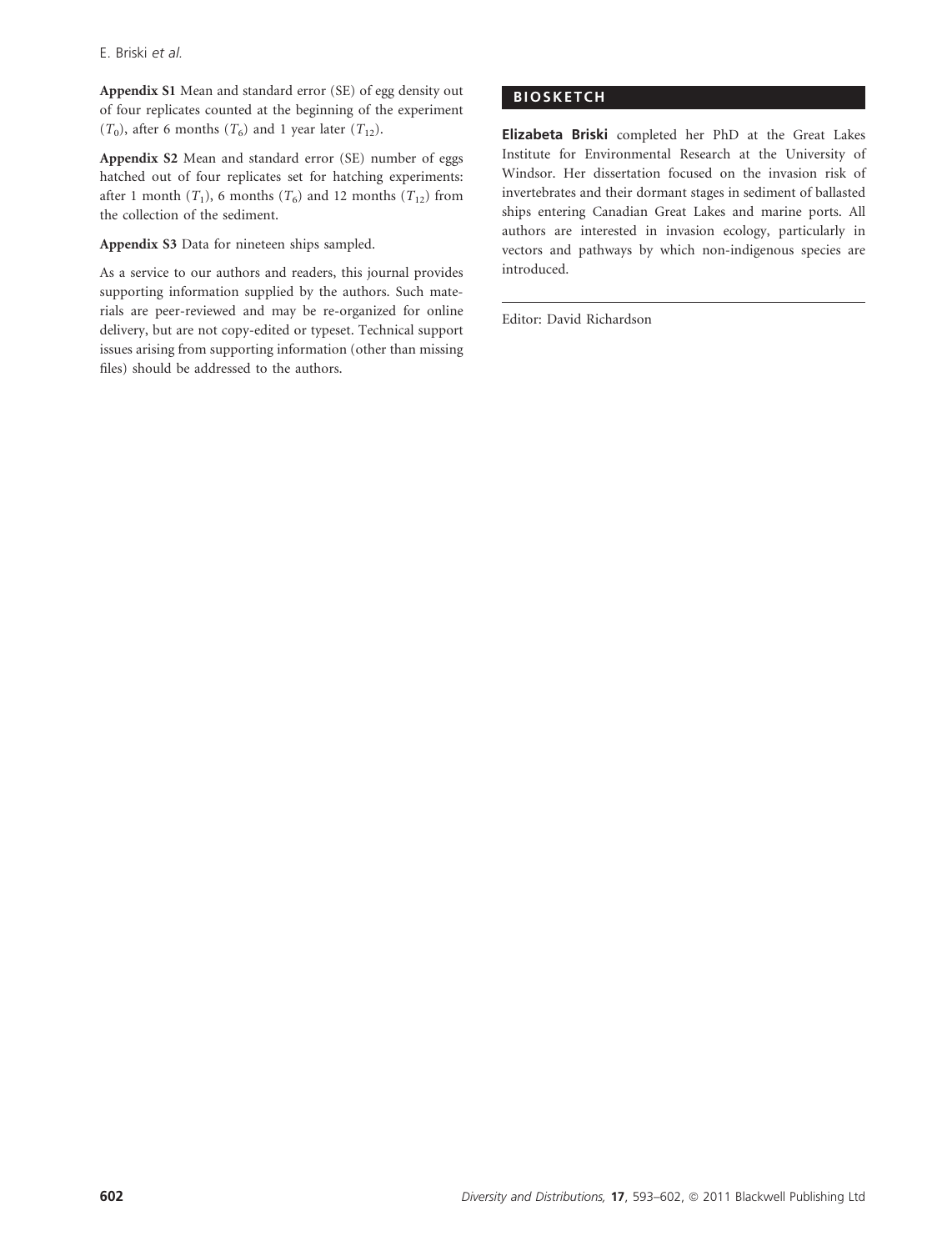**Appendix S1** Mean and standard error (SE) of egg density out of four replicates counted at the beginning of the experiment ($T_0$), after 6 months ($T_6$) and 1 year later ($T_{12}$).

**Appendix S2** Mean and standard error (SE) number of eggs hatched out of four replicates set for hatching experiments: after 1 month ($T_1$), 6 months ($T_6$) and 12 months ($T_{12}$) from the collection of the sediment.

**Appendix S3** Data for nineteen ships sampled.

As a service to our authors and readers, this journal provides supporting information supplied by the authors. Such materials are peer-reviewed and may be re-organized for online delivery, but are not copy-edited or typeset. Technical support issues arising from supporting information (other than missing files) should be addressed to the authors.

## BIOSKETCH

**Elizabeta Briski** completed her PhD at the Great Lakes Institute for Environmental Research at the University of Windsor. Her dissertation focused on the invasion risk of invertebrates and their dormant stages in sediment of ballasted ships entering Canadian Great Lakes and marine ports. All authors are interested in invasion ecology, particularly in vectors and pathways by which non-indigenous species are introduced.

Editor: David Richardson